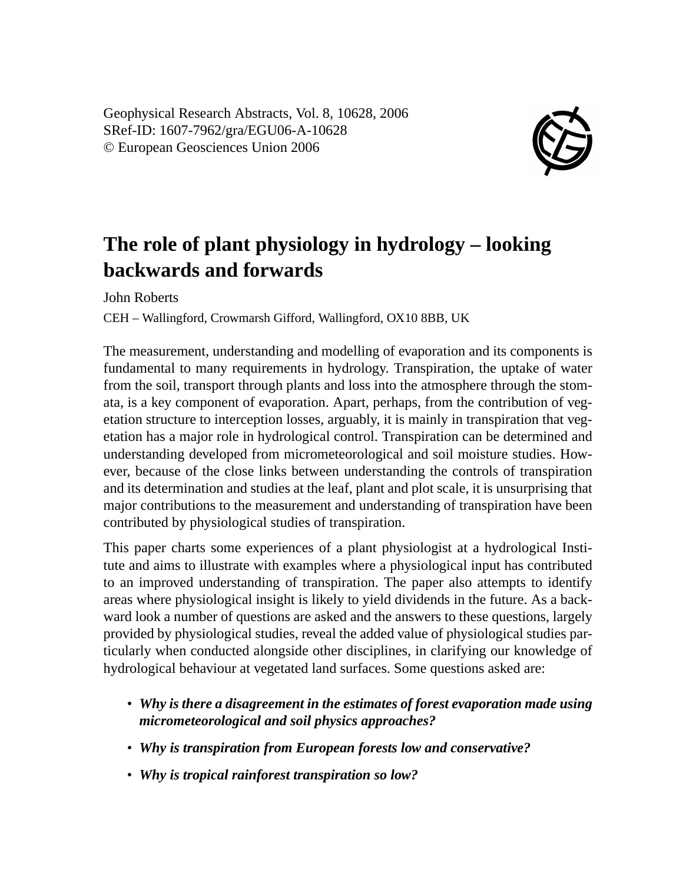Geophysical Research Abstracts, Vol. 8, 10628, 2006
SRef-ID: 1607-7962/gra/EGU06-A-10628
© European Geosciences Union 2006

# The role of plant physiology in hydrology – looking backwards and forwards

John Roberts

CEH – Wallingford, Crowmarsh Gifford, Wallingford, OX10 8BB, UK

The measurement, understanding and modelling of evaporation and its components is fundamental to many requirements in hydrology. Transpiration, the uptake of water from the soil, transport through plants and loss into the atmosphere through the stomata, is a key component of evaporation. Apart, perhaps, from the contribution of vegetation structure to interception losses, arguably, it is mainly in transpiration that vegetation has a major role in hydrological control. Transpiration can be determined and understanding developed from micrometeorological and soil moisture studies. However, because of the close links between understanding the controls of transpiration and its determination and studies at the leaf, plant and plot scale, it is unsurprising that major contributions to the measurement and understanding of transpiration have been contributed by physiological studies of transpiration.

This paper charts some experiences of a plant physiologist at a hydrological Institute and aims to illustrate with examples where a physiological input has contributed to an improved understanding of transpiration. The paper also attempts to identify areas where physiological insight is likely to yield dividends in the future. As a backward look a number of questions are asked and the answers to these questions, largely provided by physiological studies, reveal the added value of physiological studies particularly when conducted alongside other disciplines, in clarifying our knowledge of hydrological behaviour at vegetated land surfaces. Some questions asked are:

- ***Why is there a disagreement in the estimates of forest evaporation made using micrometeorological and soil physics approaches?***
- ***Why is transpiration from European forests low and conservative?***
- ***Why is tropical rainforest transpiration so low?***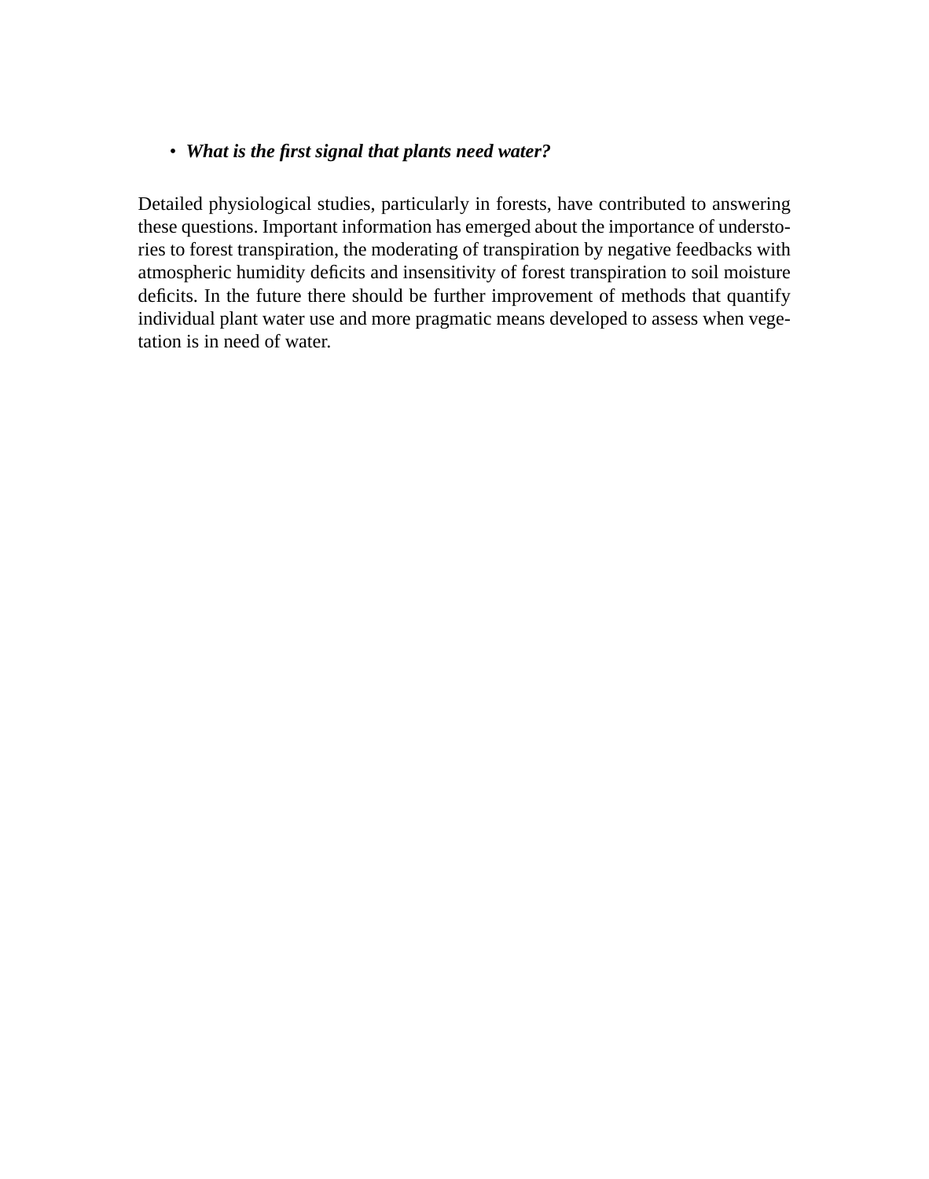- ***What is the first signal that plants need water?***

Detailed physiological studies, particularly in forests, have contributed to answering these questions. Important information has emerged about the importance of understories to forest transpiration, the moderating of transpiration by negative feedbacks with atmospheric humidity deficits and insensitivity of forest transpiration to soil moisture deficits. In the future there should be further improvement of methods that quantify individual plant water use and more pragmatic means developed to assess when vegetation is in need of water.